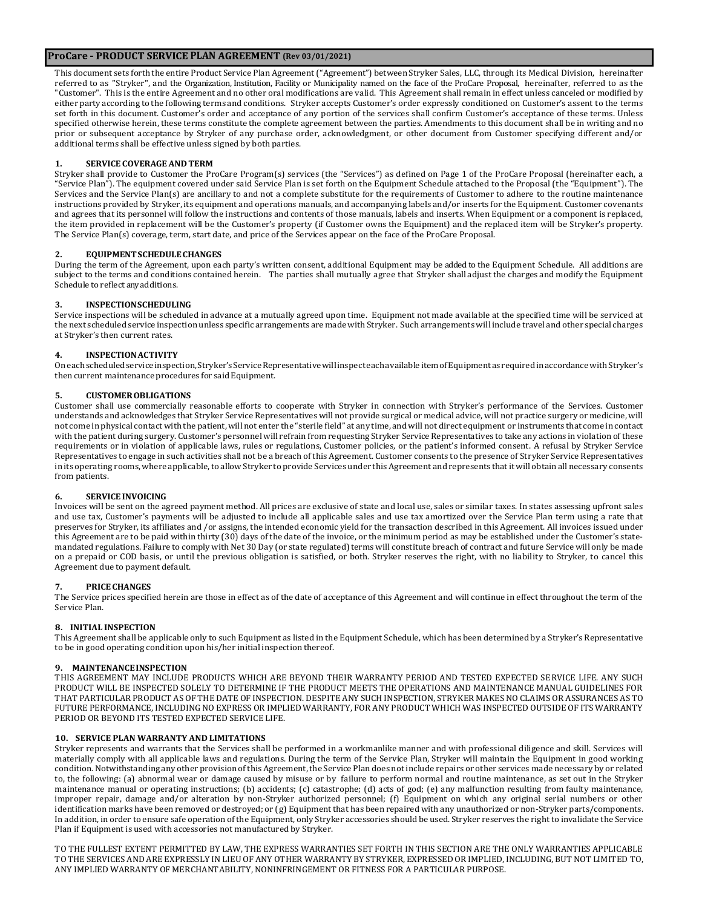# ProCare - PRODUCT SERVICE PLAN AGREEMENT (Rev 03/01/2021)

This document sets forth the entire Product Service Plan Agreement ("Agreement") between Stryker Sales, LLC, through its Medical Division, hereinafter referred to as "Stryker", and the Organization, Institution, Facility or Municipality named on the face of the ProCare Proposal, hereinafter, referred to as the "Customer". This is the entire Agreement and no other oral modifications are valid. This Agreement shall remain in effect unless canceled or modified by either party according to the following terms and conditions. Stryker accepts Customer's order expressly conditioned on Customer's assent to the terms set forth in this document. Customer's order and acceptance of any portion of the services shall confirm Customer's acceptance of these terms. Unless specified otherwise herein, these terms constitute the complete agreement between the parties. Amendments to this document shall be in writing and no prior or subsequent acceptance by Stryker of any purchase order, acknowledgment, or other document from Customer specifying different and/or additional terms shall be effective unless signed by both parties.

## 1. SERVICE COVERAGE AND TERM

Stryker shall provide to Customer the ProCare Program(s) services (the "Services") as defined on Page 1 of the ProCare Proposal (hereinafter each, a "Service Plan"). The equipment covered under said Service Plan is set forth on the Equipment Schedule attached to the Proposal (the "Equipment"). The Services and the Service Plan(s) are ancillary to and not a complete substitute for the requirements of Customer to adhere to the routine maintenance instructions provided by Stryker, its equipment and operations manuals, and accompanying labels and/or inserts for the Equipment. Customer covenants and agrees that its personnel will follow the instructions and contents of those manuals, labels and inserts. When Equipment or a component is replaced, the item provided in replacement will be the Customer's property (if Customer owns the Equipment) and the replaced item will be Stryker's property. The Service Plan(s) coverage, term, start date, and price of the Services appear on the face of the ProCare Proposal.

## 2. EQUIPMENT SCHEDULE CHANGES

During the term of the Agreement, upon each party's written consent, additional Equipment may be added to the Equipment Schedule. All additions are subject to the terms and conditions contained herein. The parties shall mutually agree that Stryker shall adjust the charges and modify the Equipment Schedule to reflect any additions.

## 3. INSPECTION SCHEDULING

Service inspections will be scheduled in advance at a mutually agreed upon time. Equipment not made available at the specified time will be serviced at the next scheduled service inspection unless specific arrangements are made with Stryker. Such arrangements will include travel and other special charges at Stryker's then current rates.

## 4. INSPECTION ACTIVITY

On each scheduled service inspection, Stryker's Service Representative will inspect each available item of Equipment as required in accordance with Stryker's then current maintenance procedures for said Equipment.

## 5. CUSTOMER OBLIGATIONS

Customer shall use commercially reasonable efforts to cooperate with Stryker in connection with Stryker's performance of the Services. Customer understands and acknowledges that Stryker Service Representatives will not provide surgical or medical advice, will not practice surgery or medicine, will not come in physical contact with the patient, will not enter the "sterile field" at any time, and will not direct equipment or instruments that come in contact with the patient during surgery. Customer's personnel will refrain from requesting Stryker Service Representatives to take any actions in violation of these requirements or in violation of applicable laws, rules or regulations, Customer policies, or the patient's informed consent. A refusal by Stryker Service Representatives to engage in such activities shall not be a breach of this Agreement. Customer consents to the presence of Stryker Service Representatives in its operating rooms, where applicable, to allow Stryker to provide Services under this Agreement and represents that it will obtain all necessary consents from patients.

## 6. SERVICE INVOICING

Invoices will be sent on the agreed payment method. All prices are exclusive of state and local use, sales or similar taxes. In states assessing upfront sales and use tax, Customer's payments will be adjusted to include all applicable sales and use tax amortized over the Service Plan term using a rate that preserves for Stryker, its affiliates and /or assigns, the intended economic yield for the transaction described in this Agreement. All invoices issued under this Agreement are to be paid within thirty (30) days of the date of the invoice, or the minimum period as may be established under the Customer's state-mandated regulations. Failure to comply with Net 30 Day (or state regulated) terms will constitute breach of contract and future Service will only be made on a prepaid or COD basis, or until the previous obligation is satisfied, or both. Stryker reserves the right, with no liability to Stryker, to cancel this Agreement due to payment default.

## 7. PRICE CHANGES

The Service prices specified herein are those in effect as of the date of acceptance of this Agreement and will continue in effect throughout the term of the Service Plan.

## 8. INITIAL INSPECTION

This Agreement shall be applicable only to such Equipment as listed in the Equipment Schedule, which has been determined by a Stryker's Representative to be in good operating condition upon his/her initial inspection thereof.

## 9. MAINTENANCE INSPECTION

THIS AGREEMENT MAY INCLUDE PRODUCTS WHICH ARE BEYOND THEIR WARRANTY PERIOD AND TESTED EXPECTED SERVICE LIFE. ANY SUCH PRODUCT WILL BE INSPECTED SOLELY TO DETERMINE IF THE PRODUCT MEETS THE OPERATIONS AND MAINTENANCE MANUAL GUIDELINES FOR THAT PARTICULAR PRODUCT AS OF THE DATE OF INSPECTION. DESPITE ANY SUCH INSPECTION, STRYKER MAKES NO CLAIMS OR ASSURANCES AS TO FUTURE PERFORMANCE, INCLUDING NO EXPRESS OR IMPLIED WARRANTY, FOR ANY PRODUCT WHICH WAS INSPECTED OUTSIDE OF ITS WARRANTY PERIOD OR BEYOND ITS TESTED EXPECTED SERVICE LIFE.

## 10. SERVICE PLAN WARRANTY AND LIMITATIONS

Stryker represents and warrants that the Services shall be performed in a workmanlike manner and with professional diligence and skill. Services will materially comply with all applicable laws and regulations. During the term of the Service Plan, Stryker will maintain the Equipment in good working condition. Notwithstanding any other provision of this Agreement, the Service Plan does not include repairs or other services made necessary by or related to, the following: (a) abnormal wear or damage caused by misuse or by failure to perform normal and routine maintenance, as set out in the Stryker maintenance manual or operating instructions; (b) accidents; (c) catastrophe; (d) acts of god; (e) any malfunction resulting from faulty maintenance, improper repair, damage and/or alteration by non-Stryker authorized personnel; (f) Equipment on which any original serial numbers or other identification marks have been removed or destroyed; or (g) Equipment that has been repaired with any unauthorized or non-Stryker parts/components. In addition, in order to ensure safe operation of the Equipment, only Stryker accessories should be used. Stryker reserves the right to invalidate the Service Plan if Equipment is used with accessories not manufactured by Stryker.

TO THE FULLEST EXTENT PERMITTED BY LAW, THE EXPRESS WARRANTIES SET FORTH IN THIS SECTION ARE THE ONLY WARRANTIES APPLICABLE TO THE SERVICES AND ARE EXPRESSLY IN LIEU OF ANY OTHER WARRANTY BY STRYKER, EXPRESSED OR IMPLIED, INCLUDING, BUT NOT LIMITED TO, ANY IMPLIED WARRANTY OF MERCHANTABILITY, NONINFRINGEMENT OR FITNESS FOR A PARTICULAR PURPOSE.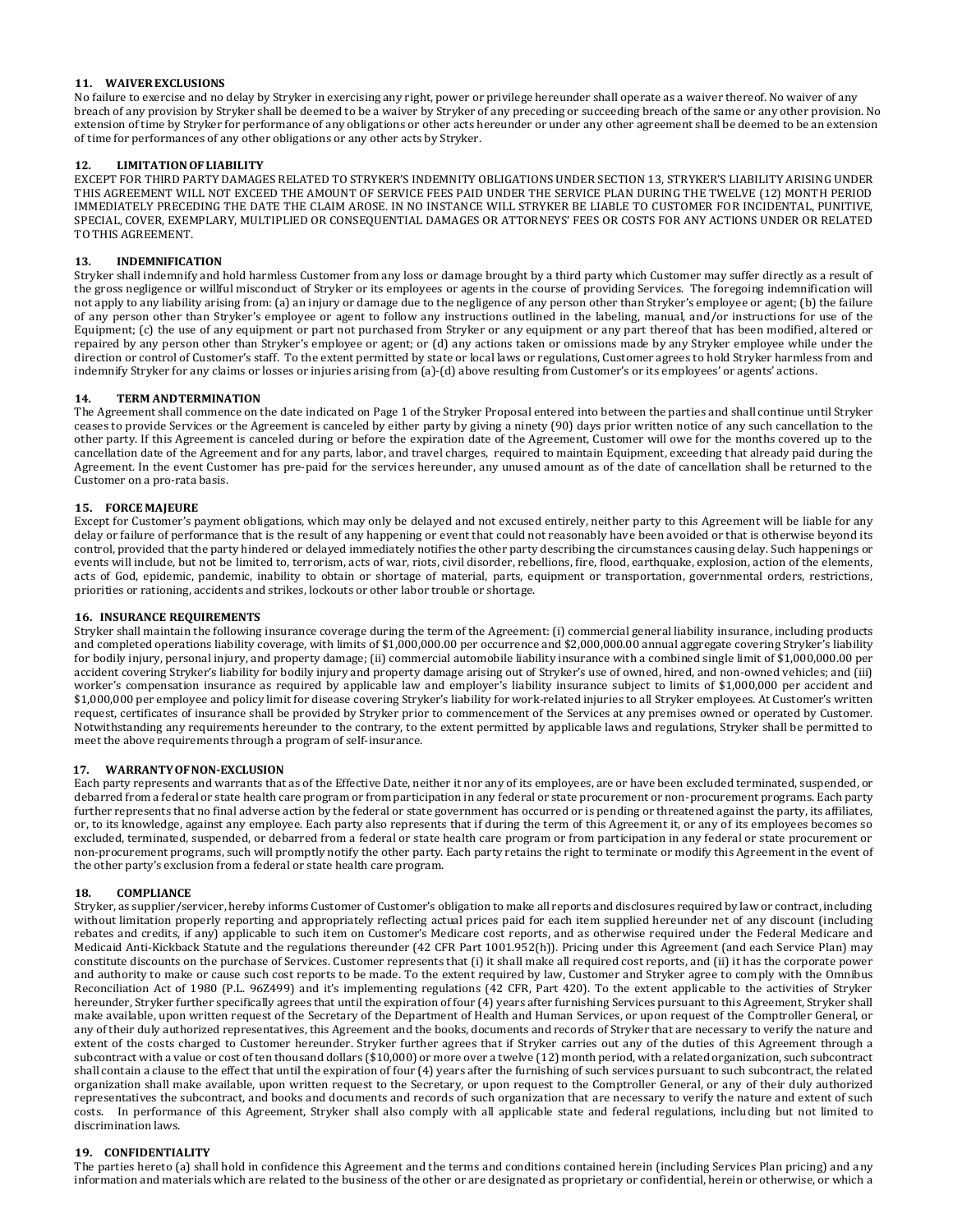**11. WAIVER EXCLUSIONS**

No failure to exercise and no delay by Stryker in exercising any right, power or privilege hereunder shall operate as a waiver thereof. No waiver of any breach of any provision by Stryker shall be deemed to be a waiver by Stryker of any preceding or succeeding breach of the same or any other provision. No extension of time by Stryker for performance of any obligations or other acts hereunder or under any other agreement shall be deemed to be an extension of time for performances of any other obligations or any other acts by Stryker.

**12. LIMITATION OF LIABILITY**

EXCEPT FOR THIRD PARTY DAMAGES RELATED TO STRYKER'S INDEMNITY OBLIGATIONS UNDER SECTION 13, STRYKER'S LIABILITY ARISING UNDER THIS AGREEMENT WILL NOT EXCEED THE AMOUNT OF SERVICE FEES PAID UNDER THE SERVICE PLAN DURING THE TWELVE (12) MONTH PERIOD IMMEDIATELY PRECEDING THE DATE THE CLAIM AROSE. IN NO INSTANCE WILL STRYKER BE LIABLE TO CUSTOMER FOR INCIDENTAL, PUNITIVE, SPECIAL, COVER, EXEMPLARY, MULTIPLIED OR CONSEQUENTIAL DAMAGES OR ATTORNEYS' FEES OR COSTS FOR ANY ACTIONS UNDER OR RELATED TO THIS AGREEMENT.

**13. INDEMNIFICATION**

Stryker shall indemnify and hold harmless Customer from any loss or damage brought by a third party which Customer may suffer directly as a result of the gross negligence or willful misconduct of Stryker or its employees or agents in the course of providing Services. The foregoing indemnification will not apply to any liability arising from: (a) an injury or damage due to the negligence of any person other than Stryker's employee or agent; (b) the failure of any person other than Stryker's employee or agent to follow any instructions outlined in the labeling, manual, and/or instructions for use of the Equipment; (c) the use of any equipment or part not purchased from Stryker or any equipment or any part thereof that has been modified, altered or repaired by any person other than Stryker's employee or agent; or (d) any actions taken or omissions made by any Stryker employee while under the direction or control of Customer's staff. To the extent permitted by state or local laws or regulations, Customer agrees to hold Stryker harmless from and indemnify Stryker for any claims or losses or injuries arising from (a)-(d) above resulting from Customer's or its employees' or agents' actions.

**14. TERM AND TERMINATION**

The Agreement shall commence on the date indicated on Page 1 of the Stryker Proposal entered into between the parties and shall continue until Stryker ceases to provide Services or the Agreement is canceled by either party by giving a ninety (90) days prior written notice of any such cancellation to the other party. If this Agreement is canceled during or before the expiration date of the Agreement, Customer will owe for the months covered up to the cancellation date of the Agreement and for any parts, labor, and travel charges, required to maintain Equipment, exceeding that already paid during the Agreement. In the event Customer has pre-paid for the services hereunder, any unused amount as of the date of cancellation shall be returned to the Customer on a pro-rata basis.

**15. FORCE MAJEURE**

Except for Customer's payment obligations, which may only be delayed and not excused entirely, neither party to this Agreement will be liable for any delay or failure of performance that is the result of any happening or event that could not reasonably have been avoided or that is otherwise beyond its control, provided that the party hindered or delayed immediately notifies the other party describing the circumstances causing delay. Such happenings or events will include, but not be limited to, terrorism, acts of war, riots, civil disorder, rebellions, fire, flood, earthquake, explosion, action of the elements, acts of God, epidemic, pandemic, inability to obtain or shortage of material, parts, equipment or transportation, governmental orders, restrictions, priorities or rationing, accidents and strikes, lockouts or other labor trouble or shortage.

**16. INSURANCE REQUIREMENTS**

Stryker shall maintain the following insurance coverage during the term of the Agreement: (i) commercial general liability insurance, including products and completed operations liability coverage, with limits of $1,000,000.00 per occurrence and $2,000,000.00 annual aggregate covering Stryker's liability for bodily injury, personal injury, and property damage; (ii) commercial automobile liability insurance with a combined single limit of $1,000,000.00 per accident covering Stryker's liability for bodily injury and property damage arising out of Stryker's use of owned, hired, and non-owned vehicles; and (iii) worker's compensation insurance as required by applicable law and employer's liability insurance subject to limits of $1,000,000 per accident and $1,000,000 per employee and policy limit for disease covering Stryker's liability for work-related injuries to all Stryker employees. At Customer's written request, certificates of insurance shall be provided by Stryker prior to commencement of the Services at any premises owned or operated by Customer. Notwithstanding any requirements hereunder to the contrary, to the extent permitted by applicable laws and regulations, Stryker shall be permitted to meet the above requirements through a program of self-insurance.

**17. WARRANTY OF NON-EXCLUSION**

Each party represents and warrants that as of the Effective Date, neither it nor any of its employees, are or have been excluded terminated, suspended, or debarred from a federal or state health care program or from participation in any federal or state procurement or non-procurement programs. Each party further represents that no final adverse action by the federal or state government has occurred or is pending or threatened against the party, its affiliates, or, to its knowledge, against any employee. Each party also represents that if during the term of this Agreement it, or any of its employees becomes so excluded, terminated, suspended, or debarred from a federal or state health care program or from participation in any federal or state procurement or non-procurement programs, such will promptly notify the other party. Each party retains the right to terminate or modify this Agreement in the event of the other party's exclusion from a federal or state health care program.

**18. COMPLIANCE**

Stryker, as supplier/servicer, hereby informs Customer of Customer's obligation to make all reports and disclosures required by law or contract, including without limitation properly reporting and appropriately reflecting actual prices paid for each item supplied hereunder net of any discount (including rebates and credits, if any) applicable to such item on Customer's Medicare cost reports, and as otherwise required under the Federal Medicare and Medicaid Anti-Kickback Statute and the regulations thereunder (42 CFR Part 1001.952(h)). Pricing under this Agreement (and each Service Plan) may constitute discounts on the purchase of Services. Customer represents that (i) it shall make all required cost reports, and (ii) it has the corporate power and authority to make or cause such cost reports to be made. To the extent required by law, Customer and Stryker agree to comply with the Omnibus Reconciliation Act of 1980 (P.L. 96Z499) and it's implementing regulations (42 CFR, Part 420). To the extent applicable to the activities of Stryker hereunder, Stryker further specifically agrees that until the expiration of four (4) years after furnishing Services pursuant to this Agreement, Stryker shall make available, upon written request of the Secretary of the Department of Health and Human Services, or upon request of the Comptroller General, or any of their duly authorized representatives, this Agreement and the books, documents and records of Stryker that are necessary to verify the nature and extent of the costs charged to Customer hereunder. Stryker further agrees that if Stryker carries out any of the duties of this Agreement through a subcontract with a value or cost of ten thousand dollars ($10,000) or more over a twelve (12) month period, with a related organization, such subcontract shall contain a clause to the effect that until the expiration of four (4) years after the furnishing of such services pursuant to such subcontract, the related organization shall make available, upon written request to the Secretary, or upon request to the Comptroller General, or any of their duly authorized representatives the subcontract, and books and documents and records of such organization that are necessary to verify the nature and extent of such costs. In performance of this Agreement, Stryker shall also comply with all applicable state and federal regulations, including but not limited to discrimination laws.

**19. CONFIDENTIALITY**

The parties hereto (a) shall hold in confidence this Agreement and the terms and conditions contained herein (including Services Plan pricing) and any information and materials which are related to the business of the other or are designated as proprietary or confidential, herein or otherwise, or which a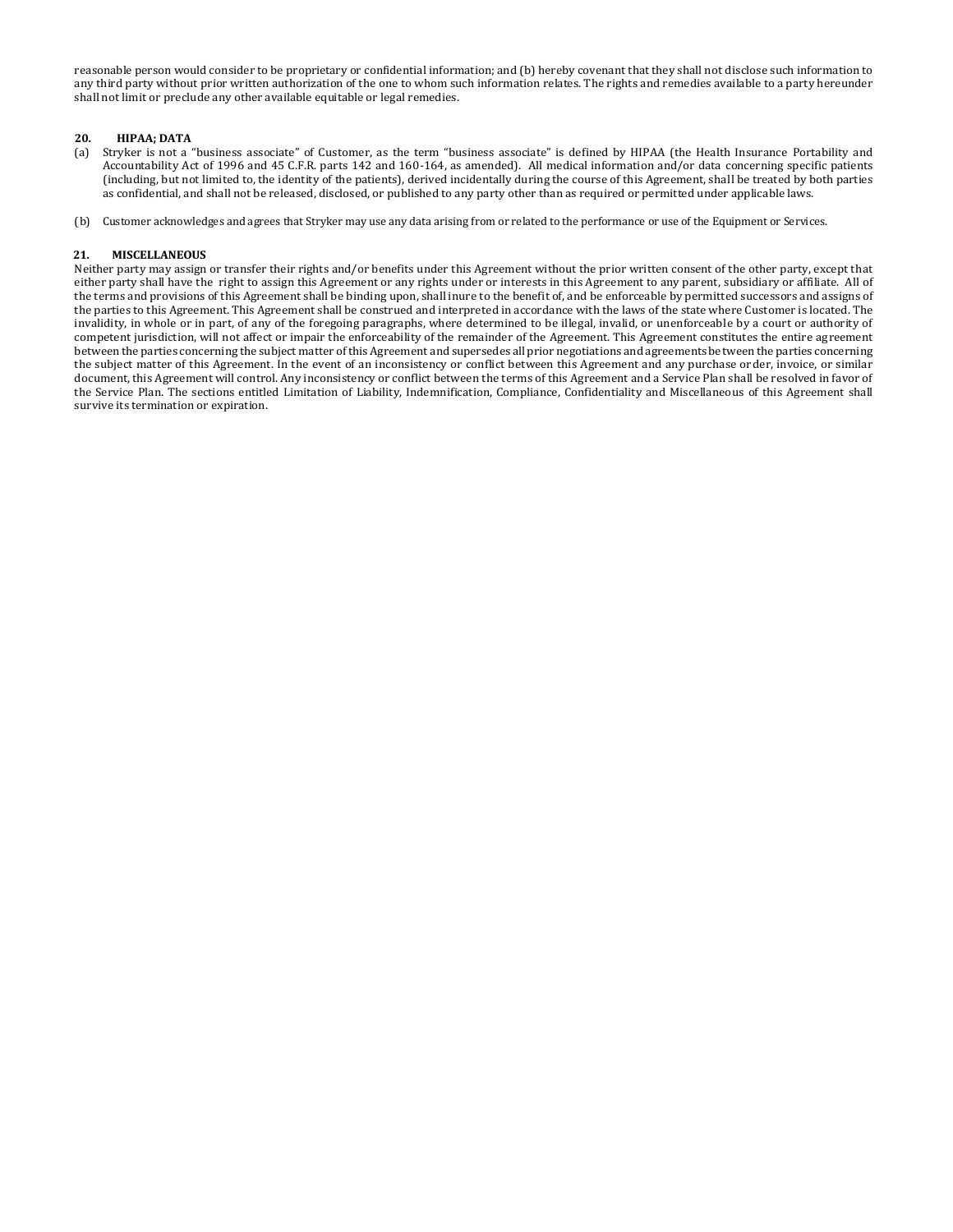reasonable person would consider to be proprietary or confidential information; and (b) hereby covenant that they shall not disclose such information to any third party without prior written authorization of the one to whom such information relates. The rights and remedies available to a party hereunder shall not limit or preclude any other available equitable or legal remedies.

**20. HIPAA; DATA**

(a) Stryker is not a "business associate" of Customer, as the term "business associate" is defined by HIPAA (the Health Insurance Portability and Accountability Act of 1996 and 45 C.F.R. parts 142 and 160-164, as amended). All medical information and/or data concerning specific patients (including, but not limited to, the identity of the patients), derived incidentally during the course of this Agreement, shall be treated by both parties as confidential, and shall not be released, disclosed, or published to any party other than as required or permitted under applicable laws.

(b) Customer acknowledges and agrees that Stryker may use any data arising from or related to the performance or use of the Equipment or Services.

**21. MISCELLANEOUS**

Neither party may assign or transfer their rights and/or benefits under this Agreement without the prior written consent of the other party, except that either party shall have the right to assign this Agreement or any rights under or interests in this Agreement to any parent, subsidiary or affiliate. All of the terms and provisions of this Agreement shall be binding upon, shall inure to the benefit of, and be enforceable by permitted successors and assigns of the parties to this Agreement. This Agreement shall be construed and interpreted in accordance with the laws of the state where Customer is located. The invalidity, in whole or in part, of any of the foregoing paragraphs, where determined to be illegal, invalid, or unenforceable by a court or authority of competent jurisdiction, will not affect or impair the enforceability of the remainder of the Agreement. This Agreement constitutes the entire agreement between the parties concerning the subject matter of this Agreement and supersedes all prior negotiations and agreements between the parties concerning the subject matter of this Agreement. In the event of an inconsistency or conflict between this Agreement and any purchase order, invoice, or similar document, this Agreement will control. Any inconsistency or conflict between the terms of this Agreement and a Service Plan shall be resolved in favor of the Service Plan. The sections entitled Limitation of Liability, Indemnification, Compliance, Confidentiality and Miscellaneous of this Agreement shall survive its termination or expiration.